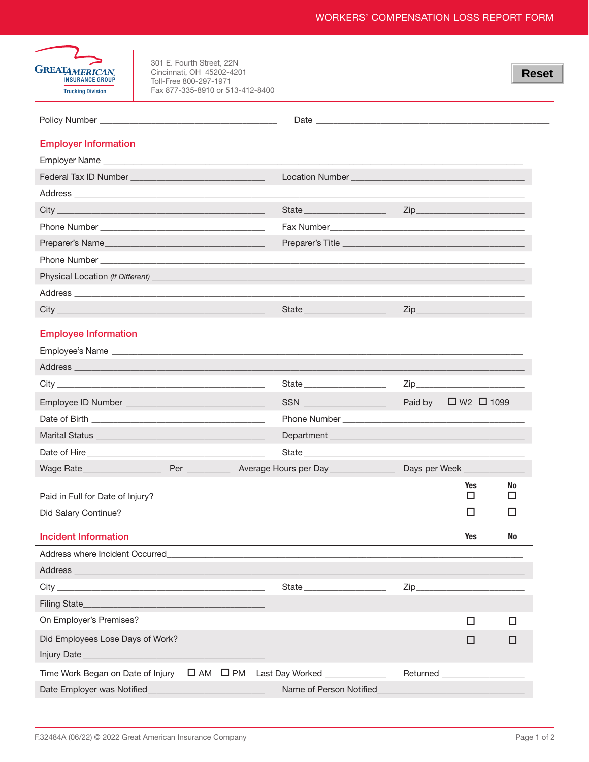WORKERS' COMPENSATION LOSS REPORT FORM

GREAT AMERICAN INSURANCE GROUP
Trucking Division

301 E. Fourth Street, 22N
Cincinnati, OH 45202-4201
Toll-Free 800-297-1971
Fax 877-335-8910 or 513-412-8400

Reset

Policy Number ______________________ Date ______________________

## Employer Information

Employer Name ______________________

Federal Tax ID Number ______________________ Location Number ______________________

Address ______________________

City ______________________ State ______________________ Zip ______________________

Phone Number ______________________ Fax Number ______________________

Preparer's Name ______________________ Preparer's Title ______________________

Phone Number ______________________

Physical Location *(If Different)* ______________________

Address ______________________

City ______________________ State ______________________ Zip ______________________

## Employee Information

Employee's Name ______________________

Address ______________________

City ______________________ State ______________________ Zip ______________________

Employee ID Number ______________________ SSN ______________________ Paid by ☐ W2 ☐ 1099

Date of Birth ______________________ Phone Number ______________________

Marital Status ______________________ Department ______________________

Date of Hire ______________________ State ______________________

Wage Rate ______________________ Per ______________________ Average Hours per Day ______________________ Days per Week ______________________

| | Yes | No |
|---|---|---|
| Paid in Full for Date of Injury? | ☐ | ☐ |
| Did Salary Continue? | ☐ | ☐ |

## Incident Information

Address where Incident Occurred ______________________

Address ______________________

City ______________________ State ______________________ Zip ______________________

Filing State ______________________

| | Yes | No |
|---|---|---|
| On Employer's Premises? | ☐ | ☐ |
| Did Employees Lose Days of Work? | ☐ | ☐ |

Injury Date ______________________

Time Work Began on Date of Injury ☐ AM ☐ PM Last Day Worked ______________________ Returned ______________________

Date Employer was Notified ______________________ Name of Person Notified ______________________

F.32484A (06/22) © 2022 Great American Insurance Company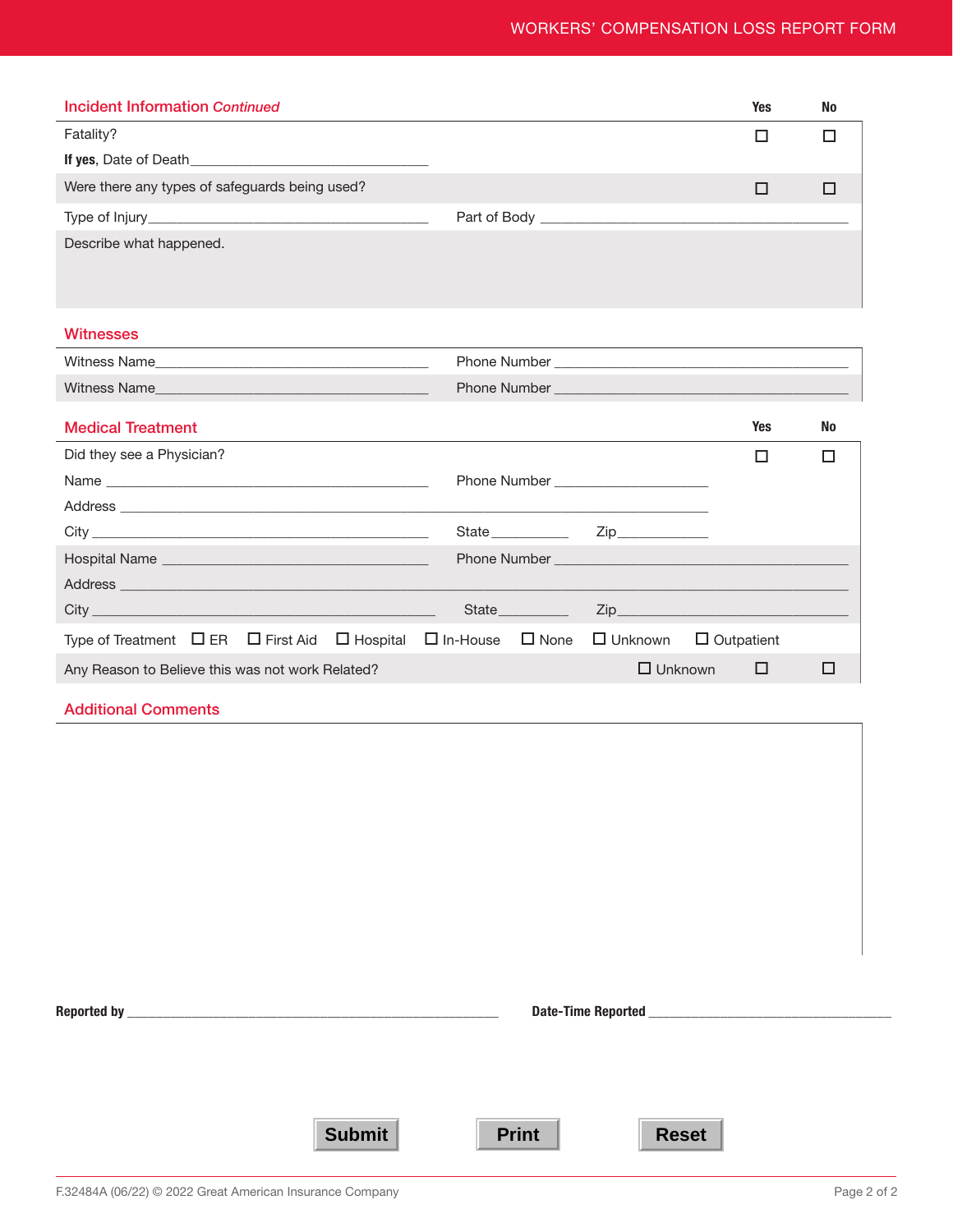## Incident Information *Continued*

| | Yes | No |
|---|---|---|
| Fatality? | ☐ | ☐ |
| **If yes**, Date of Death ______________________________ | | |
| Were there any types of safeguards being used? | ☐ | ☐ |

Type of Injury ____________________________________ Part of Body ____________________________________________

Describe what happened.

## Witnesses

Witness Name ____________________________________ Phone Number ________________________________________

Witness Name ____________________________________ Phone Number ________________________________________

## Medical Treatment

| | Yes | No |
|---|---|---|
| Did they see a Physician? | ☐ | ☐ |

Name ____________________________________________ Phone Number ____________________

Address _____________________________________________________________________________

City _____________________________________________ State __________ Zip ____________

Hospital Name ___________________________________ Phone Number ________________________________________

Address ___________________________________________________________________________________________

City _____________________________________________ State _________ Zip ______________________________

Type of Treatment ☐ ER ☐ First Aid ☐ Hospital ☐ In-House ☐ None ☐ Unknown ☐ Outpatient

| | Unknown | Yes | No |
|---|---|---|---|
| Any Reason to Believe this was not work Related? | ☐ | ☐ | ☐ |

## Additional Comments

**Reported by** ______________________________________________________ **Date-Time Reported** ____________________________________

Submit Print Reset

F.32484A (06/22) © 2022 Great American Insurance Company